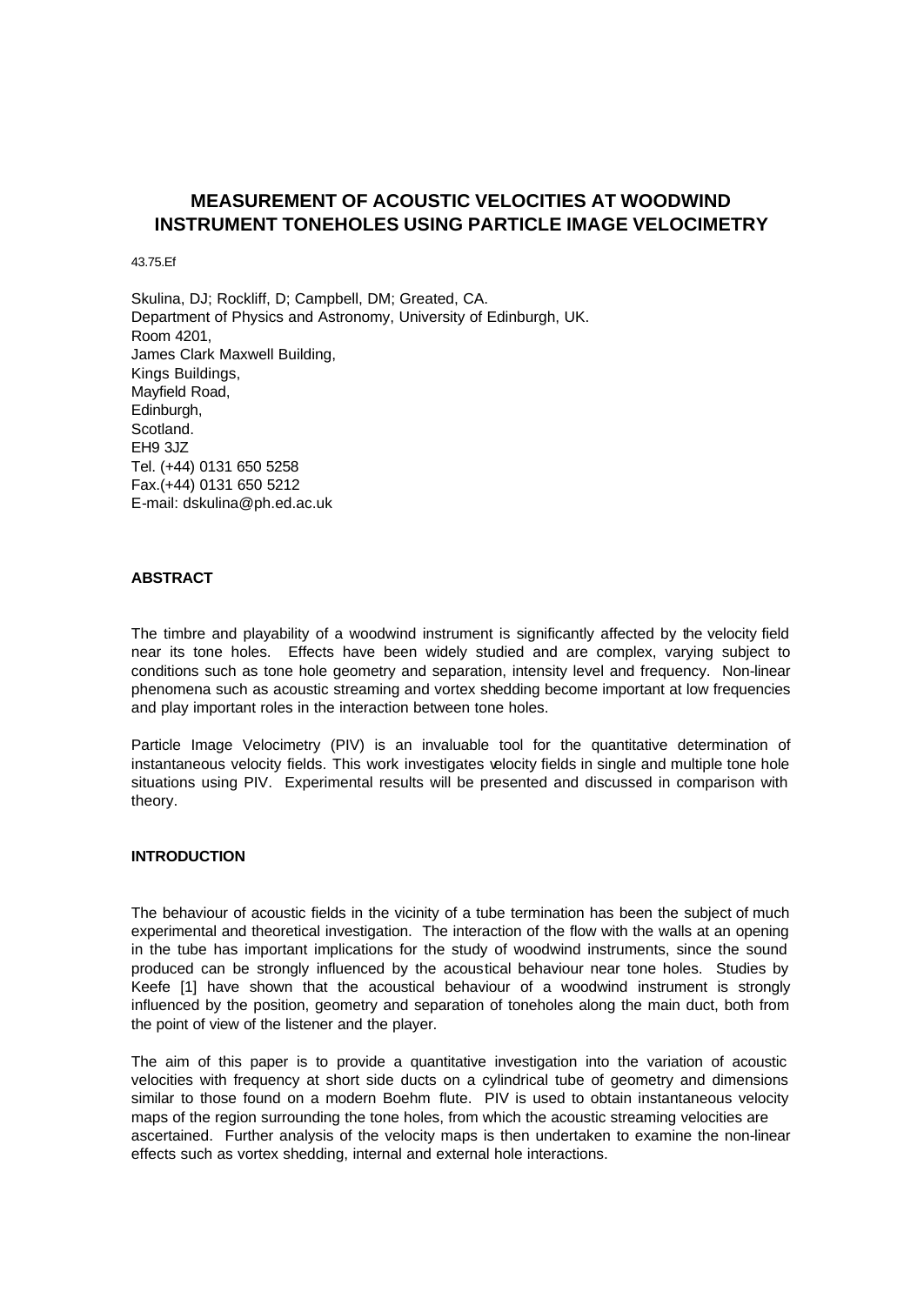# MEASUREMENT OF ACOUSTIC VELOCITIES AT WOODWIND INSTRUMENT TONEHOLES USING PARTICLE IMAGE VELOCIMETRY

43.75.Ef

Skulina, DJ; Rockliff, D; Campbell, DM; Greated, CA.
Department of Physics and Astronomy, University of Edinburgh, UK.
Room 4201,
James Clark Maxwell Building,
Kings Buildings,
Mayfield Road,
Edinburgh,
Scotland.
EH9 3JZ
Tel. (+44) 0131 650 5258
Fax.(+44) 0131 650 5212
E-mail: dskulina@ph.ed.ac.uk

### ABSTRACT

The timbre and playability of a woodwind instrument is significantly affected by the velocity field near its tone holes. Effects have been widely studied and are complex, varying subject to conditions such as tone hole geometry and separation, intensity level and frequency. Non-linear phenomena such as acoustic streaming and vortex shedding become important at low frequencies and play important roles in the interaction between tone holes.

Particle Image Velocimetry (PIV) is an invaluable tool for the quantitative determination of instantaneous velocity fields. This work investigates velocity fields in single and multiple tone hole situations using PIV. Experimental results will be presented and discussed in comparison with theory.

### INTRODUCTION

The behaviour of acoustic fields in the vicinity of a tube termination has been the subject of much experimental and theoretical investigation. The interaction of the flow with the walls at an opening in the tube has important implications for the study of woodwind instruments, since the sound produced can be strongly influenced by the acoustical behaviour near tone holes. Studies by Keefe [1] have shown that the acoustical behaviour of a woodwind instrument is strongly influenced by the position, geometry and separation of toneholes along the main duct, both from the point of view of the listener and the player.

The aim of this paper is to provide a quantitative investigation into the variation of acoustic velocities with frequency at short side ducts on a cylindrical tube of geometry and dimensions similar to those found on a modern Boehm flute. PIV is used to obtain instantaneous velocity maps of the region surrounding the tone holes, from which the acoustic streaming velocities are ascertained. Further analysis of the velocity maps is then undertaken to examine the non-linear effects such as vortex shedding, internal and external hole interactions.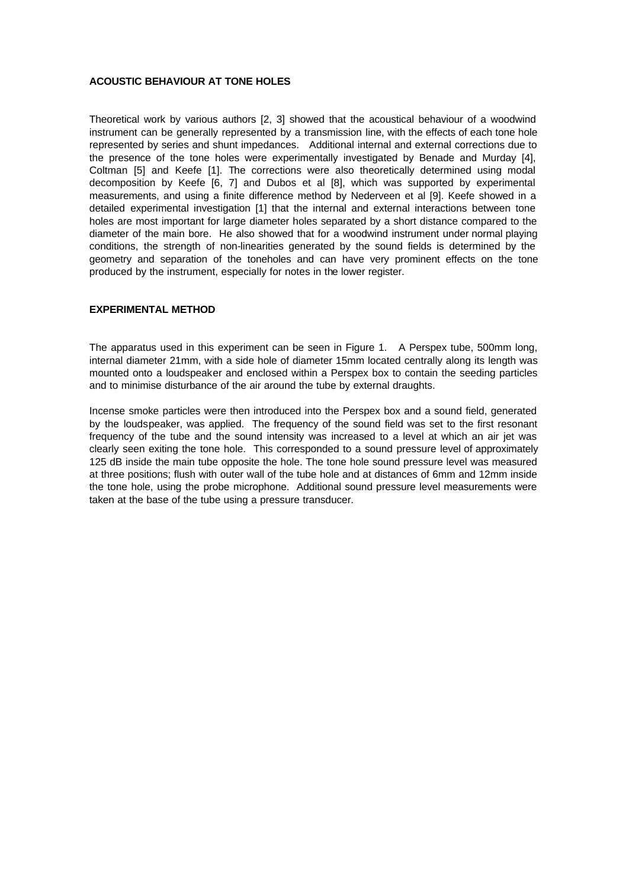**ACOUSTIC BEHAVIOUR AT TONE HOLES**

Theoretical work by various authors [2, 3] showed that the acoustical behaviour of a woodwind instrument can be generally represented by a transmission line, with the effects of each tone hole represented by series and shunt impedances. Additional internal and external corrections due to the presence of the tone holes were experimentally investigated by Benade and Murday [4], Coltman [5] and Keefe [1]. The corrections were also theoretically determined using modal decomposition by Keefe [6, 7] and Dubos et al [8], which was supported by experimental measurements, and using a finite difference method by Nederveen et al [9]. Keefe showed in a detailed experimental investigation [1] that the internal and external interactions between tone holes are most important for large diameter holes separated by a short distance compared to the diameter of the main bore. He also showed that for a woodwind instrument under normal playing conditions, the strength of non-linearities generated by the sound fields is determined by the geometry and separation of the toneholes and can have very prominent effects on the tone produced by the instrument, especially for notes in the lower register.

**EXPERIMENTAL METHOD**

The apparatus used in this experiment can be seen in Figure 1. A Perspex tube, 500mm long, internal diameter 21mm, with a side hole of diameter 15mm located centrally along its length was mounted onto a loudspeaker and enclosed within a Perspex box to contain the seeding particles and to minimise disturbance of the air around the tube by external draughts.

Incense smoke particles were then introduced into the Perspex box and a sound field, generated by the loudspeaker, was applied. The frequency of the sound field was set to the first resonant frequency of the tube and the sound intensity was increased to a level at which an air jet was clearly seen exiting the tone hole. This corresponded to a sound pressure level of approximately 125 dB inside the main tube opposite the hole. The tone hole sound pressure level was measured at three positions; flush with outer wall of the tube hole and at distances of 6mm and 12mm inside the tone hole, using the probe microphone. Additional sound pressure level measurements were taken at the base of the tube using a pressure transducer.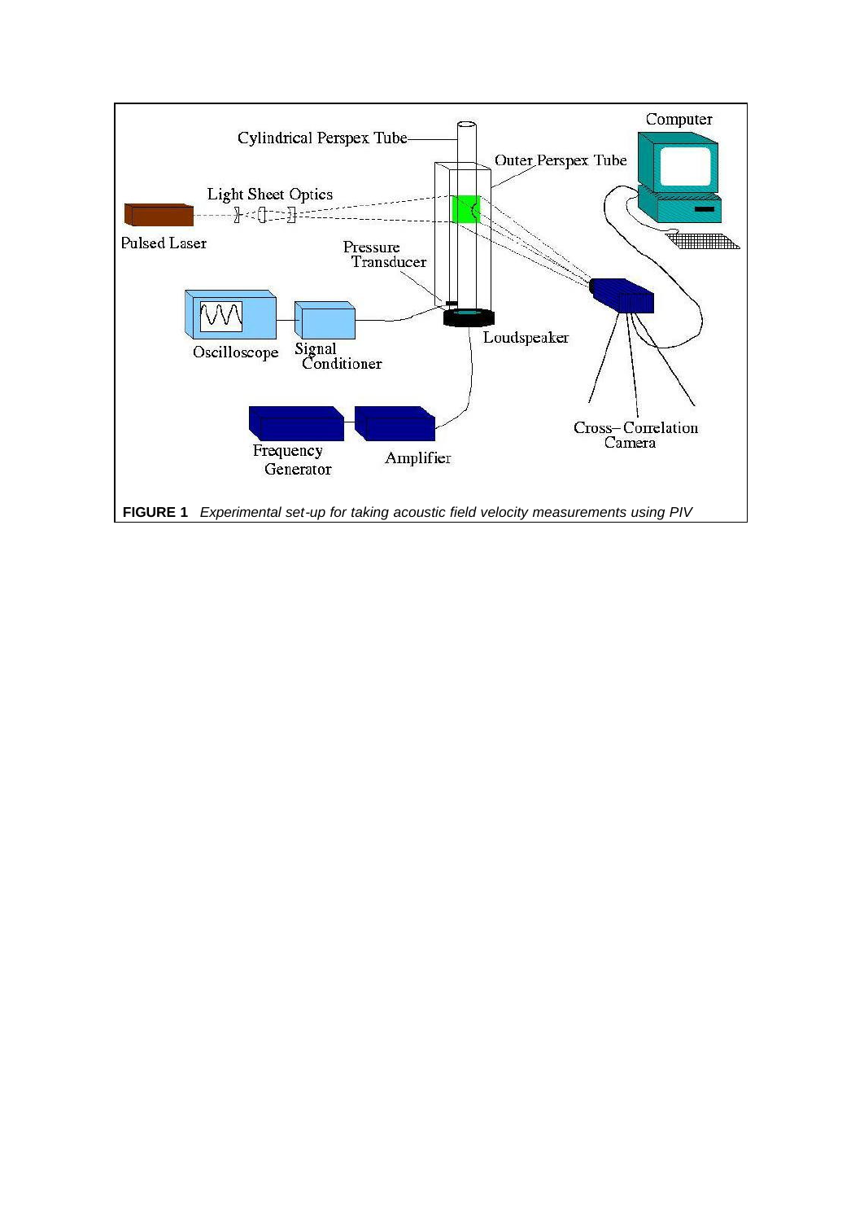**FIGURE 1** *Experimental set-up for taking acoustic field velocity measurements using PIV*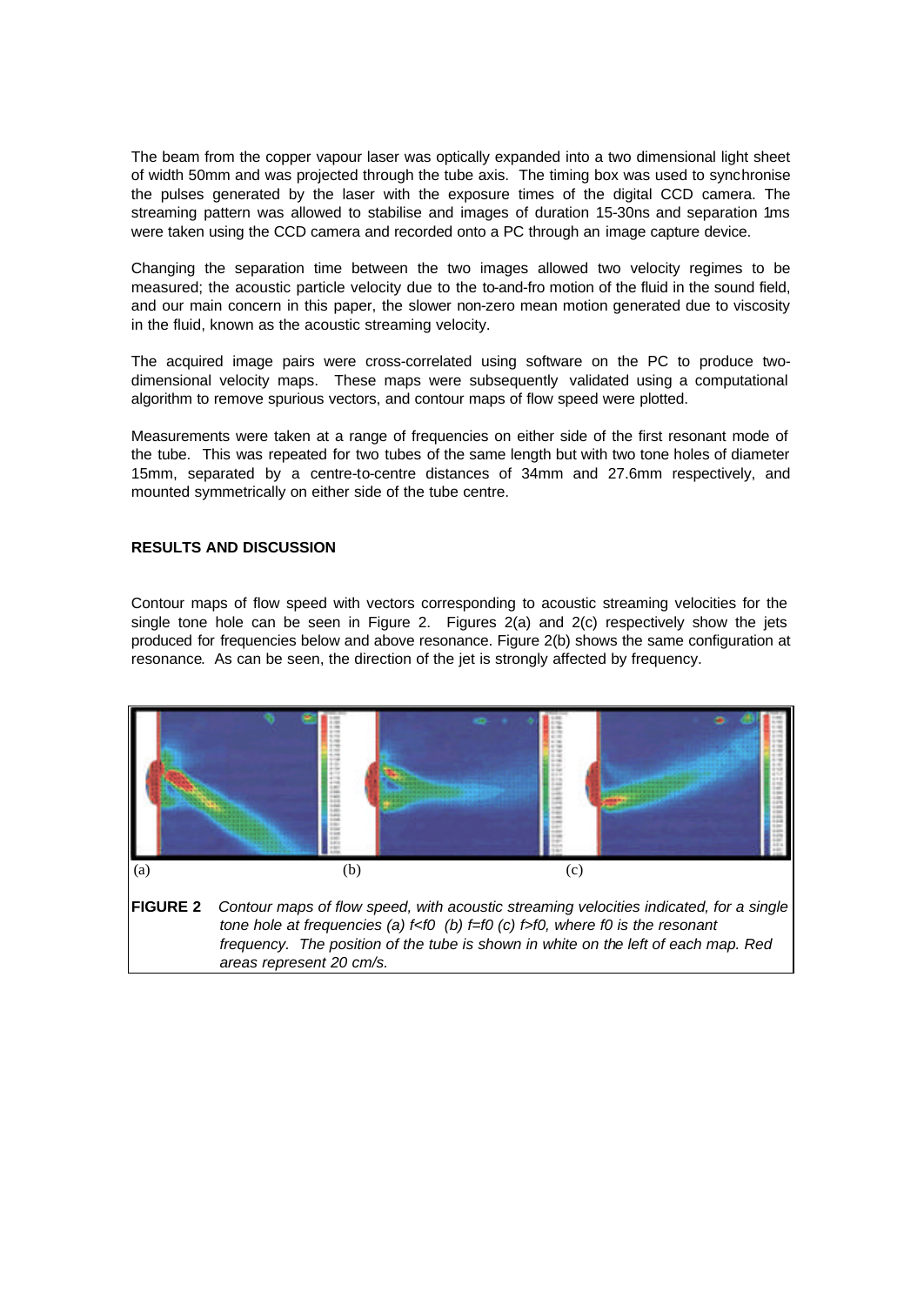The beam from the copper vapour laser was optically expanded into a two dimensional light sheet of width 50mm and was projected through the tube axis. The timing box was used to synchronise the pulses generated by the laser with the exposure times of the digital CCD camera. The streaming pattern was allowed to stabilise and images of duration 15-30ns and separation 1ms were taken using the CCD camera and recorded onto a PC through an image capture device.

Changing the separation time between the two images allowed two velocity regimes to be measured; the acoustic particle velocity due to the to-and-fro motion of the fluid in the sound field, and our main concern in this paper, the slower non-zero mean motion generated due to viscosity in the fluid, known as the acoustic streaming velocity.

The acquired image pairs were cross-correlated using software on the PC to produce two-dimensional velocity maps. These maps were subsequently validated using a computational algorithm to remove spurious vectors, and contour maps of flow speed were plotted.

Measurements were taken at a range of frequencies on either side of the first resonant mode of the tube. This was repeated for two tubes of the same length but with two tone holes of diameter 15mm, separated by a centre-to-centre distances of 34mm and 27.6mm respectively, and mounted symmetrically on either side of the tube centre.

## RESULTS AND DISCUSSION

Contour maps of flow speed with vectors corresponding to acoustic streaming velocities for the single tone hole can be seen in Figure 2. Figures 2(a) and 2(c) respectively show the jets produced for frequencies below and above resonance. Figure 2(b) shows the same configuration at resonance. As can be seen, the direction of the jet is strongly affected by frequency.

(a) (b) (c)

**FIGURE 2** *Contour maps of flow speed, with acoustic streaming velocities indicated, for a single tone hole at frequencies (a) $f<f_0$ (b) $f=f_0$ (c) $f>f_0$, where $f_0$ is the resonant frequency. The position of the tube is shown in white on the left of each map. Red areas represent 20 cm/s.*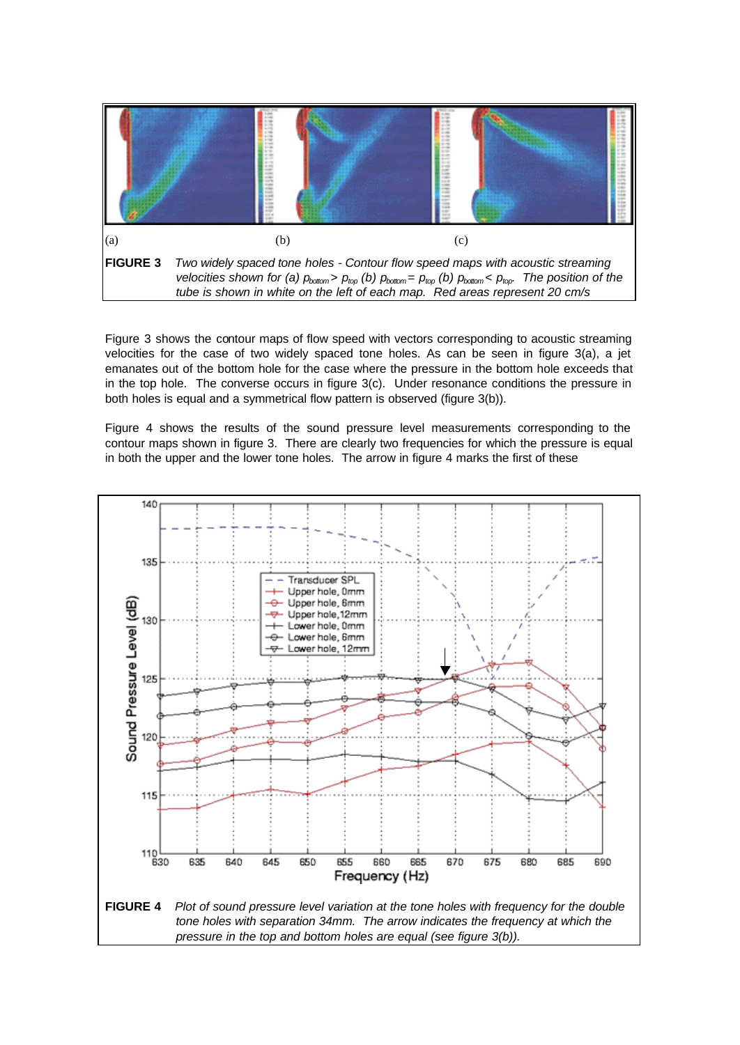(a) (b) (c)

**FIGURE 3** *Two widely spaced tone holes - Contour flow speed maps with acoustic streaming velocities shown for (a) $p_{bottom} > p_{top}$ (b) $p_{bottom} = p_{top}$ (b) $p_{bottom} < p_{top}$. The position of the tube is shown in white on the left of each map. Red areas represent 20 cm/s*

Figure 3 shows the contour maps of flow speed with vectors corresponding to acoustic streaming velocities for the case of two widely spaced tone holes. As can be seen in figure 3(a), a jet emanates out of the bottom hole for the case where the pressure in the bottom hole exceeds that in the top hole. The converse occurs in figure 3(c). Under resonance conditions the pressure in both holes is equal and a symmetrical flow pattern is observed (figure 3(b)).

Figure 4 shows the results of the sound pressure level measurements corresponding to the contour maps shown in figure 3. There are clearly two frequencies for which the pressure is equal in both the upper and the lower tone holes. The arrow in figure 4 marks the first of these

**FIGURE 4** *Plot of sound pressure level variation at the tone holes with frequency for the double tone holes with separation 34mm. The arrow indicates the frequency at which the pressure in the top and bottom holes are equal (see figure 3(b)).*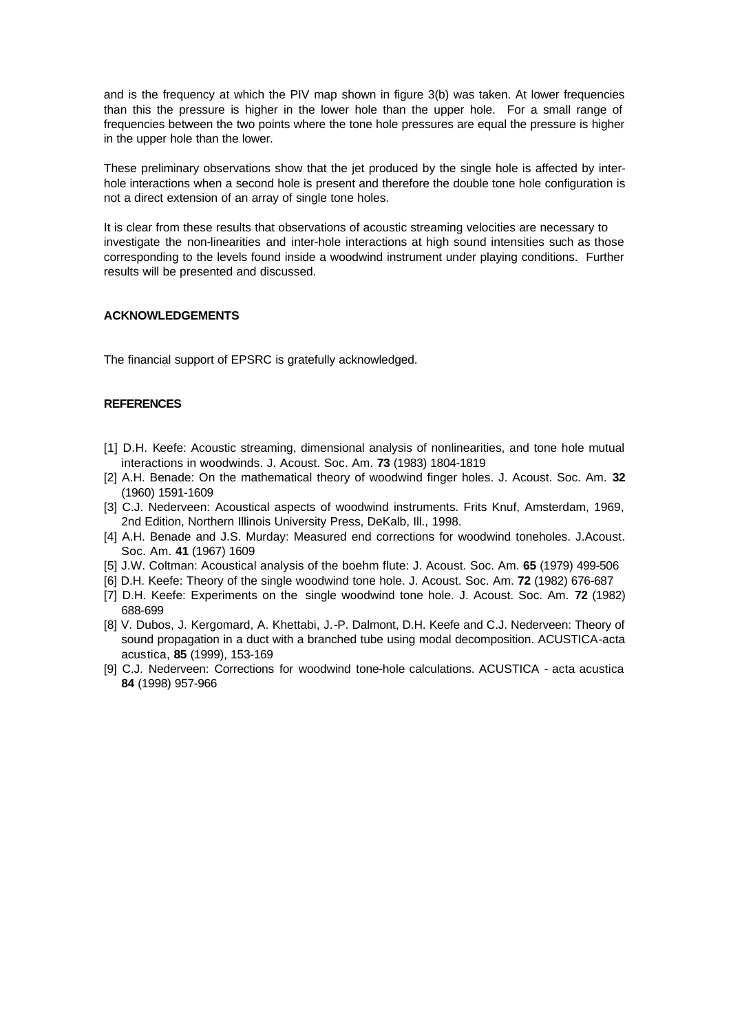and is the frequency at which the PIV map shown in figure 3(b) was taken. At lower frequencies than this the pressure is higher in the lower hole than the upper hole. For a small range of frequencies between the two points where the tone hole pressures are equal the pressure is higher in the upper hole than the lower.

These preliminary observations show that the jet produced by the single hole is affected by inter-hole interactions when a second hole is present and therefore the double tone hole configuration is not a direct extension of an array of single tone holes.

It is clear from these results that observations of acoustic streaming velocities are necessary to investigate the non-linearities and inter-hole interactions at high sound intensities such as those corresponding to the levels found inside a woodwind instrument under playing conditions. Further results will be presented and discussed.

## ACKNOWLEDGEMENTS

The financial support of EPSRC is gratefully acknowledged.

## REFERENCES

[1] D.H. Keefe: Acoustic streaming, dimensional analysis of nonlinearities, and tone hole mutual interactions in woodwinds. J. Acoust. Soc. Am. **73** (1983) 1804-1819

[2] A.H. Benade: On the mathematical theory of woodwind finger holes. J. Acoust. Soc. Am. **32** (1960) 1591-1609

[3] C.J. Nederveen: Acoustical aspects of woodwind instruments. Frits Knuf, Amsterdam, 1969, 2nd Edition, Northern Illinois University Press, DeKalb, Ill., 1998.

[4] A.H. Benade and J.S. Murday: Measured end corrections for woodwind toneholes. J.Acoust. Soc. Am. **41** (1967) 1609

[5] J.W. Coltman: Acoustical analysis of the boehm flute: J. Acoust. Soc. Am. **65** (1979) 499-506

[6] D.H. Keefe: Theory of the single woodwind tone hole. J. Acoust. Soc. Am. **72** (1982) 676-687

[7] D.H. Keefe: Experiments on the single woodwind tone hole. J. Acoust. Soc. Am. **72** (1982) 688-699

[8] V. Dubos, J. Kergomard, A. Khettabi, J.-P. Dalmont, D.H. Keefe and C.J. Nederveen: Theory of sound propagation in a duct with a branched tube using modal decomposition. ACUSTICA-acta acustica, **85** (1999), 153-169

[9] C.J. Nederveen: Corrections for woodwind tone-hole calculations. ACUSTICA - acta acustica **84** (1998) 957-966